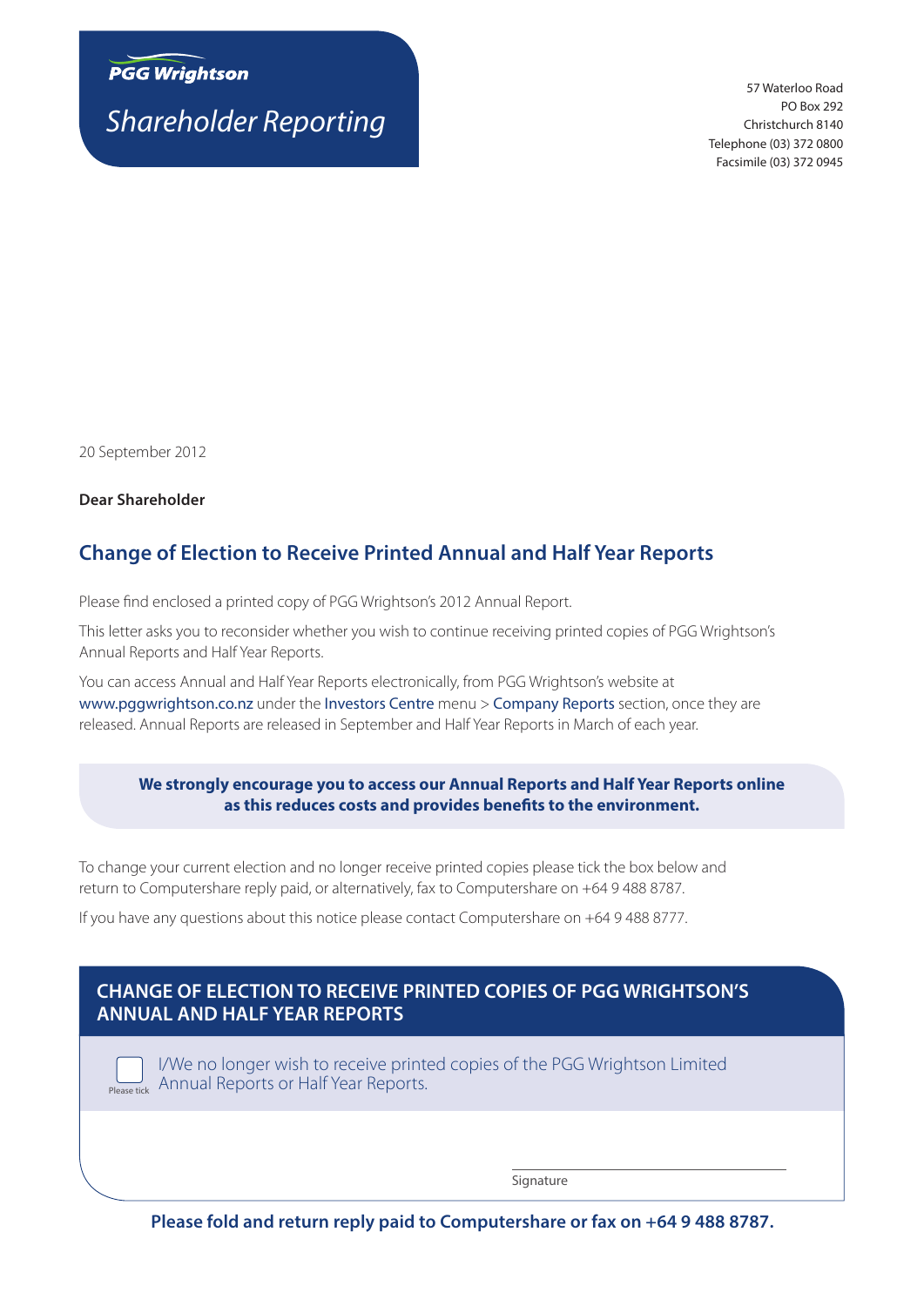**PGG Wrightson**

*Shareholder Reporting*

57 Waterloo Road
PO Box 292
Christchurch 8140
Telephone (03) 372 0800
Facsimile (03) 372 0945

20 September 2012

**Dear Shareholder**

## Change of Election to Receive Printed Annual and Half Year Reports

Please find enclosed a printed copy of PGG Wrightson's 2012 Annual Report.

This letter asks you to reconsider whether you wish to continue receiving printed copies of PGG Wrightson's Annual Reports and Half Year Reports.

You can access Annual and Half Year Reports electronically, from PGG Wrightson's website at www.pggwrightson.co.nz under the Investors Centre menu > Company Reports section, once they are released. Annual Reports are released in September and Half Year Reports in March of each year.

**We strongly encourage you to access our Annual Reports and Half Year Reports online as this reduces costs and provides benefits to the environment.**

To change your current election and no longer receive printed copies please tick the box below and return to Computershare reply paid, or alternatively, fax to Computershare on +64 9 488 8787.

If you have any questions about this notice please contact Computershare on +64 9 488 8777.

## CHANGE OF ELECTION TO RECEIVE PRINTED COPIES OF PGG WRIGHTSON'S ANNUAL AND HALF YEAR REPORTS

☐ Please tick — I/We no longer wish to receive printed copies of the PGG Wrightson Limited Annual Reports or Half Year Reports.

Signature

**Please fold and return reply paid to Computershare or fax on +64 9 488 8787.**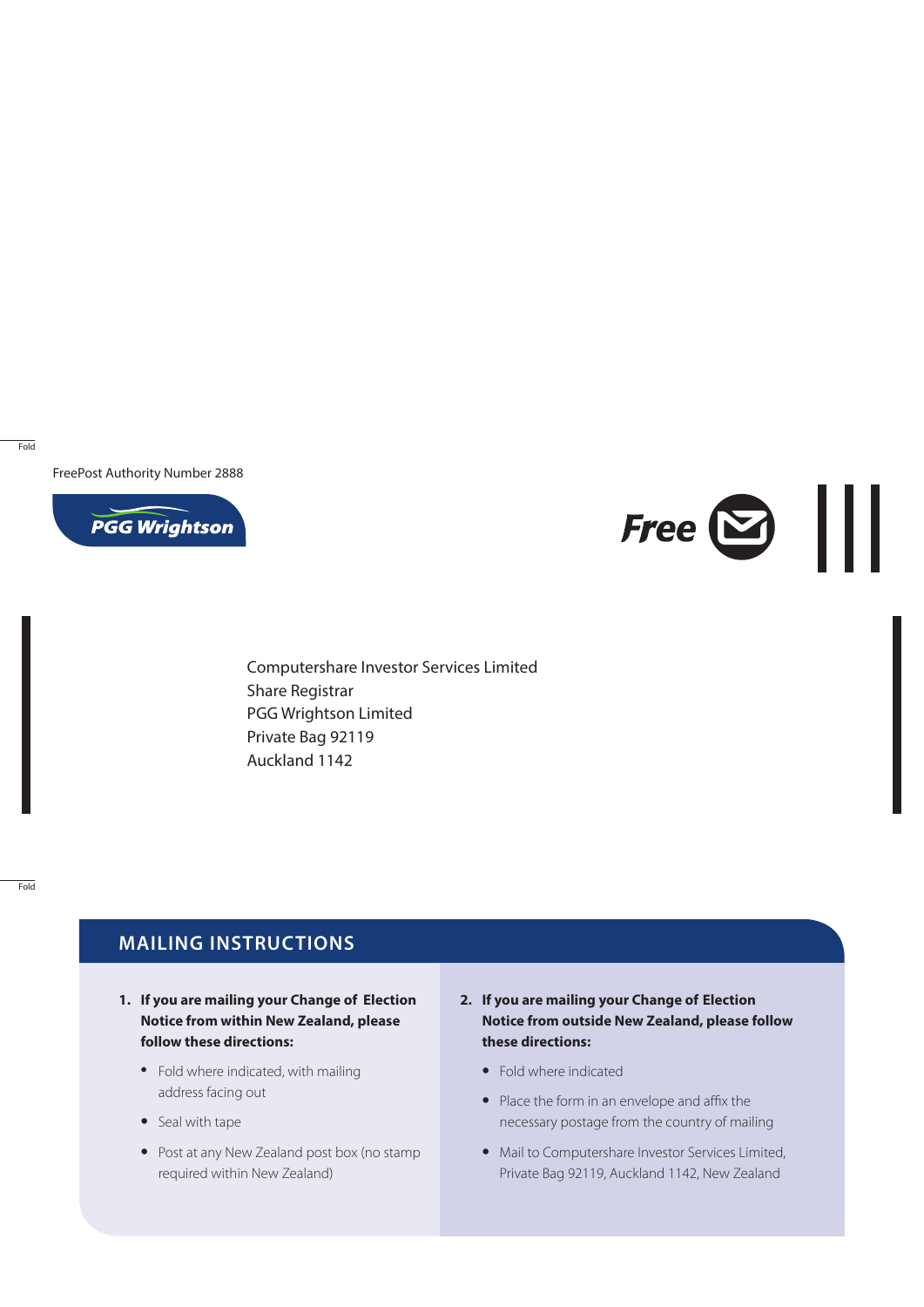Fold

FreePost Authority Number 2888

PGG Wrightson

Free

Computershare Investor Services Limited
Share Registrar
PGG Wrightson Limited
Private Bag 92119
Auckland 1142

Fold

## MAILING INSTRUCTIONS

1. **If you are mailing your Change of Election Notice from within New Zealand, please follow these directions:**
   - Fold where indicated, with mailing address facing out
   - Seal with tape
   - Post at any New Zealand post box (no stamp required within New Zealand)

2. **If you are mailing your Change of Election Notice from outside New Zealand, please follow these directions:**
   - Fold where indicated
   - Place the form in an envelope and affix the necessary postage from the country of mailing
   - Mail to Computershare Investor Services Limited, Private Bag 92119, Auckland 1142, New Zealand